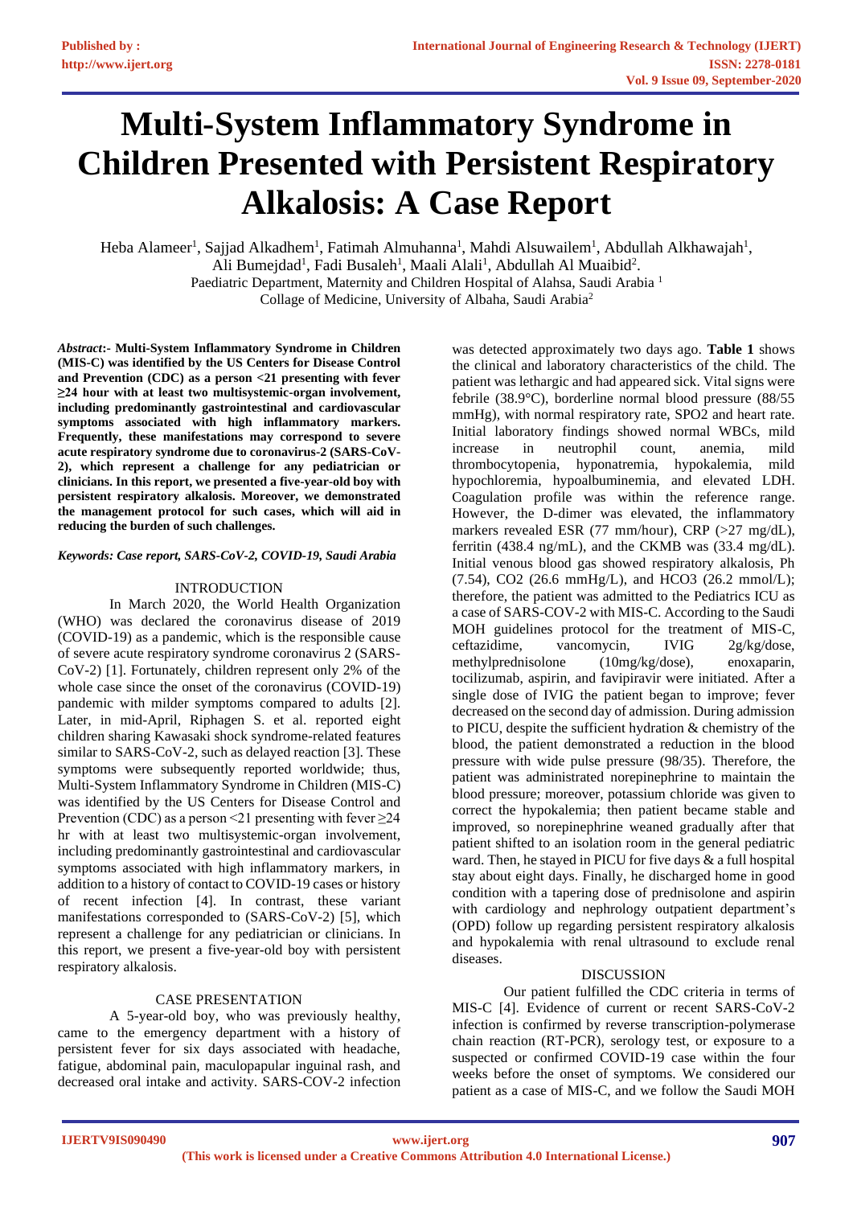# Multi-System Inflammatory Syndrome in Children Presented with Persistent Respiratory Alkalosis: A Case Report

Heba Alameer[1], Sajjad Alkadhem[1], Fatimah Almuhanna[1], Mahdi Alsuwailem[1], Abdullah Alkhawajah[1], Ali Bumejdad[1], Fadi Busaleh[1], Maali Alali[1], Abdullah Al Muaibid[2].

Paediatric Department, Maternity and Children Hospital of Alahsa, Saudi Arabia [1]

Collage of Medicine, University of Albaha, Saudi Arabia[2]

***Abstract*:- Multi-System Inflammatory Syndrome in Children (MIS-C) was identified by the US Centers for Disease Control and Prevention (CDC) as a person <21 presenting with fever ≥24 hour with at least two multisystemic-organ involvement, including predominantly gastrointestinal and cardiovascular symptoms associated with high inflammatory markers. Frequently, these manifestations may correspond to severe acute respiratory syndrome due to coronavirus-2 (SARS-CoV-2), which represent a challenge for any pediatrician or clinicians. In this report, we presented a five-year-old boy with persistent respiratory alkalosis. Moreover, we demonstrated the management protocol for such cases, which will aid in reducing the burden of such challenges.**

***Keywords: Case report, SARS-CoV-2, COVID-19, Saudi Arabia***

## INTRODUCTION

In March 2020, the World Health Organization (WHO) was declared the coronavirus disease of 2019 (COVID-19) as a pandemic, which is the responsible cause of severe acute respiratory syndrome coronavirus 2 (SARS-CoV-2) [1]. Fortunately, children represent only 2% of the whole case since the onset of the coronavirus (COVID-19) pandemic with milder symptoms compared to adults [2]. Later, in mid-April, Riphagen S. et al. reported eight children sharing Kawasaki shock syndrome-related features similar to SARS-CoV-2, such as delayed reaction [3]. These symptoms were subsequently reported worldwide; thus, Multi-System Inflammatory Syndrome in Children (MIS-C) was identified by the US Centers for Disease Control and Prevention (CDC) as a person <21 presenting with fever ≥24 hr with at least two multisystemic-organ involvement, including predominantly gastrointestinal and cardiovascular symptoms associated with high inflammatory markers, in addition to a history of contact to COVID-19 cases or history of recent infection [4]. In contrast, these variant manifestations corresponded to (SARS-CoV-2) [5], which represent a challenge for any pediatrician or clinicians. In this report, we present a five-year-old boy with persistent respiratory alkalosis.

## CASE PRESENTATION

A 5-year-old boy, who was previously healthy, came to the emergency department with a history of persistent fever for six days associated with headache, fatigue, abdominal pain, maculopapular inguinal rash, and decreased oral intake and activity. SARS-COV-2 infection was detected approximately two days ago. **Table 1** shows the clinical and laboratory characteristics of the child. The patient was lethargic and had appeared sick. Vital signs were febrile (38.9°C), borderline normal blood pressure (88/55 mmHg), with normal respiratory rate, SPO2 and heart rate. Initial laboratory findings showed normal WBCs, mild increase in neutrophil count, anemia, mild thrombocytopenia, hyponatremia, hypokalemia, mild hypochloremia, hypoalbuminemia, and elevated LDH. Coagulation profile was within the reference range. However, the D-dimer was elevated, the inflammatory markers revealed ESR (77 mm/hour), CRP (>27 mg/dL), ferritin (438.4 ng/mL), and the CKMB was (33.4 mg/dL). Initial venous blood gas showed respiratory alkalosis, Ph (7.54), CO2 (26.6 mmHg/L), and HCO3 (26.2 mmol/L); therefore, the patient was admitted to the Pediatrics ICU as a case of SARS-COV-2 with MIS-C. According to the Saudi MOH guidelines protocol for the treatment of MIS-C, ceftazidime, vancomycin, IVIG 2g/kg/dose, methylprednisolone (10mg/kg/dose), enoxaparin, tocilizumab, aspirin, and favipiravir were initiated. After a single dose of IVIG the patient began to improve; fever decreased on the second day of admission. During admission to PICU, despite the sufficient hydration & chemistry of the blood, the patient demonstrated a reduction in the blood pressure with wide pulse pressure (98/35). Therefore, the patient was administrated norepinephrine to maintain the blood pressure; moreover, potassium chloride was given to correct the hypokalemia; then patient became stable and improved, so norepinephrine weaned gradually after that patient shifted to an isolation room in the general pediatric ward. Then, he stayed in PICU for five days & a full hospital stay about eight days. Finally, he discharged home in good condition with a tapering dose of prednisolone and aspirin with cardiology and nephrology outpatient department's (OPD) follow up regarding persistent respiratory alkalosis and hypokalemia with renal ultrasound to exclude renal diseases.

## DISCUSSION

Our patient fulfilled the CDC criteria in terms of MIS-C [4]. Evidence of current or recent SARS-CoV-2 infection is confirmed by reverse transcription-polymerase chain reaction (RT-PCR), serology test, or exposure to a suspected or confirmed COVID-19 case within the four weeks before the onset of symptoms. We considered our patient as a case of MIS-C, and we follow the Saudi MOH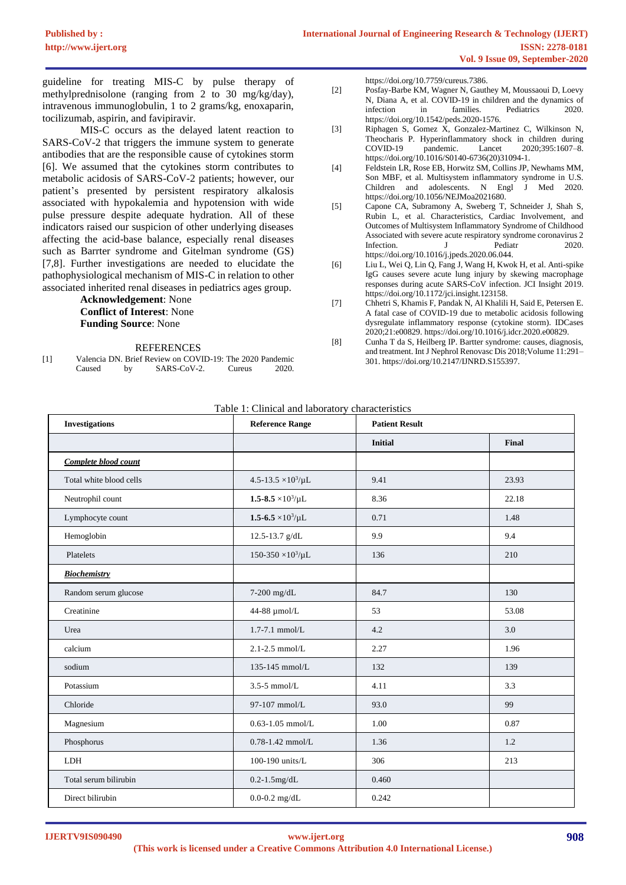guideline for treating MIS-C by pulse therapy of methylprednisolone (ranging from 2 to 30 mg/kg/day), intravenous immunoglobulin, 1 to 2 grams/kg, enoxaparin, tocilizumab, aspirin, and favipiravir.

MIS-C occurs as the delayed latent reaction to SARS-CoV-2 that triggers the immune system to generate antibodies that are the responsible cause of cytokines storm [6]. We assumed that the cytokines storm contributes to metabolic acidosis of SARS-CoV-2 patients; however, our patient's presented by persistent respiratory alkalosis associated with hypokalemia and hypotension with wide pulse pressure despite adequate hydration. All of these indicators raised our suspicion of other underlying diseases affecting the acid-base balance, especially renal diseases such as Barrter syndrome and Gitelman syndrome (GS) [7,8]. Further investigations are needed to elucidate the pathophysiological mechanism of MIS-C in relation to other associated inherited renal diseases in pediatrics ages group.

**Acknowledgement**: None
**Conflict of Interest**: None
**Funding Source**: None

## REFERENCES

[1] Valencia DN. Brief Review on COVID-19: The 2020 Pandemic Caused by SARS-CoV-2. Cureus 2020. https://doi.org/10.7759/cureus.7386.

[2] Posfay-Barbe KM, Wagner N, Gauthey M, Moussaoui D, Loevy N, Diana A, et al. COVID-19 in children and the dynamics of infection in families. Pediatrics 2020. https://doi.org/10.1542/peds.2020-1576.

[3] Riphagen S, Gomez X, Gonzalez-Martinez C, Wilkinson N, Theocharis P. Hyperinflammatory shock in children during COVID-19 pandemic. Lancet 2020;395:1607–8. https://doi.org/10.1016/S0140-6736(20)31094-1.

[4] Feldstein LR, Rose EB, Horwitz SM, Collins JP, Newhams MM, Son MBF, et al. Multisystem inflammatory syndrome in U.S. Children and adolescents. N Engl J Med 2020. https://doi.org/10.1056/NEJMoa2021680.

[5] Capone CA, Subramony A, Sweberg T, Schneider J, Shah S, Rubin L, et al. Characteristics, Cardiac Involvement, and Outcomes of Multisystem Inflammatory Syndrome of Childhood Associated with severe acute respiratory syndrome coronavirus 2 Infection. J Pediatr 2020. https://doi.org/10.1016/j.jpeds.2020.06.044.

[6] Liu L, Wei Q, Lin Q, Fang J, Wang H, Kwok H, et al. Anti-spike IgG causes severe acute lung injury by skewing macrophage responses during acute SARS-CoV infection. JCI Insight 2019. https://doi.org/10.1172/jci.insight.123158.

[7] Chhetri S, Khamis F, Pandak N, Al Khalili H, Said E, Petersen E. A fatal case of COVID-19 due to metabolic acidosis following dysregulate inflammatory response (cytokine storm). IDCases 2020;21:e00829. https://doi.org/10.1016/j.idcr.2020.e00829.

[8] Cunha T da S, Heilberg IP. Bartter syndrome: causes, diagnosis, and treatment. Int J Nephrol Renovasc Dis 2018;Volume 11:291–301. https://doi.org/10.2147/IJNRD.S155397.

Table 1: Clinical and laboratory characteristics

| **Investigations** | **Reference Range** | **Patient Result** | |
|---|---|---|---|
| | | **Initial** | **Final** |
| ***Complete blood count*** | | | |
| Total white blood cells | 4.5-13.5 $\times10^3/\mu L$ | 9.41 | 23.93 |
| Neutrophil count | **1.5-8.5** $\times10^3/\mu L$ | 8.36 | 22.18 |
| Lymphocyte count | **1.5-6.5** $\times10^3/\mu L$ | 0.71 | 1.48 |
| Hemoglobin | 12.5-13.7 g/dL | 9.9 | 9.4 |
| Platelets | 150-350 $\times10^3/\mu L$ | 136 | 210 |
| ***Biochemistry*** | | | |
| Random serum glucose | 7-200 mg/dL | 84.7 | 130 |
| Creatinine | 44-88 µmol/L | 53 | 53.08 |
| Urea | 1.7-7.1 mmol/L | 4.2 | 3.0 |
| calcium | 2.1-2.5 mmol/L | 2.27 | 1.96 |
| sodium | 135-145 mmol/L | 132 | 139 |
| Potassium | 3.5-5 mmol/L | 4.11 | 3.3 |
| Chloride | 97-107 mmol/L | 93.0 | 99 |
| Magnesium | 0.63-1.05 mmol/L | 1.00 | 0.87 |
| Phosphorus | 0.78-1.42 mmol/L | 1.36 | 1.2 |
| LDH | 100-190 units/L | 306 | 213 |
| Total serum bilirubin | 0.2-1.5mg/dL | 0.460 | |
| Direct bilirubin | 0.0-0.2 mg/dL | 0.242 | |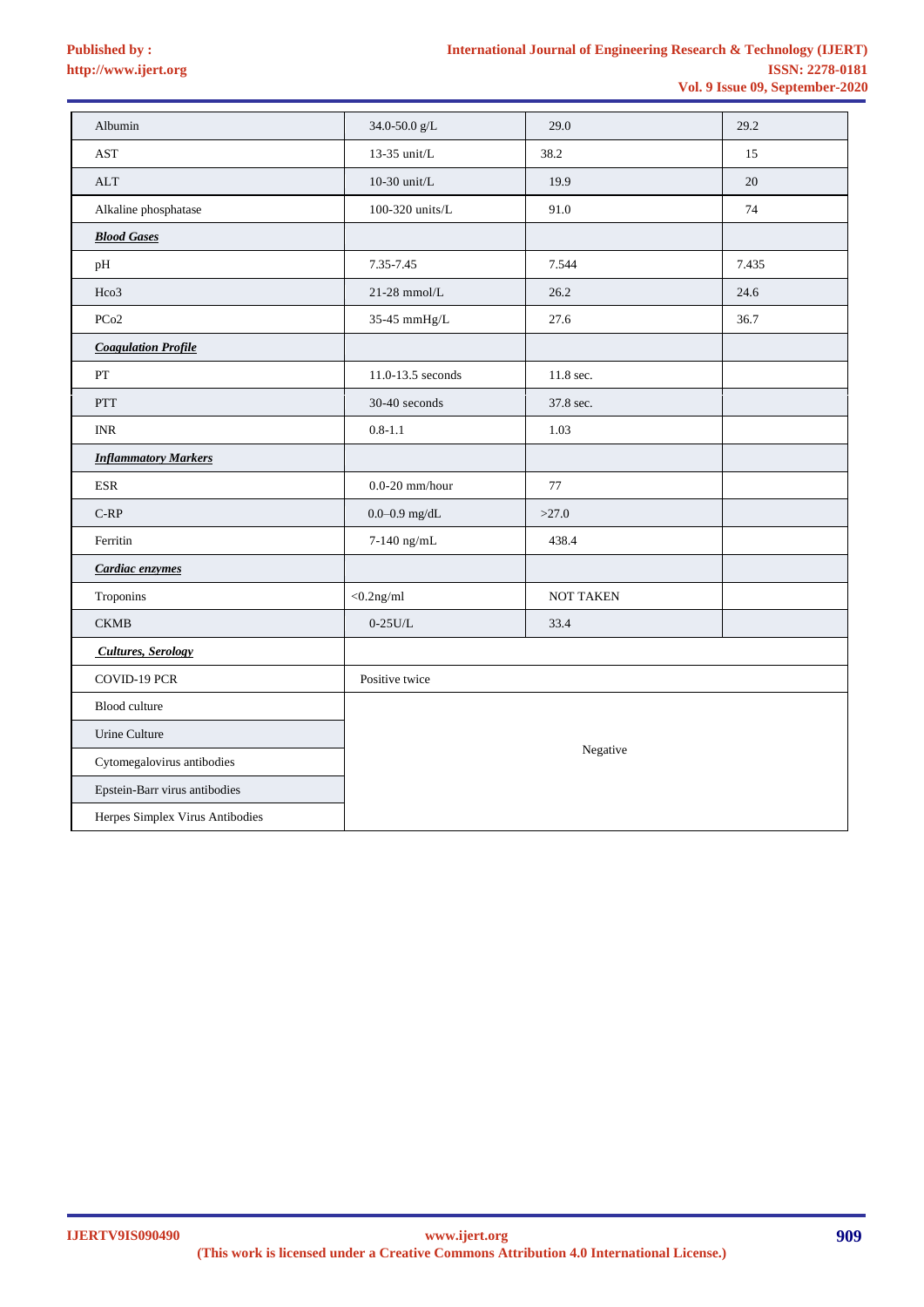| | | | |
|---|---|---|---|
| Albumin | 34.0-50.0 g/L | 29.0 | 29.2 |
| AST | 13-35 unit/L | 38.2 | 15 |
| ALT | 10-30 unit/L | 19.9 | 20 |
| Alkaline phosphatase | 100-320 units/L | 91.0 | 74 |
| ***Blood Gases*** | | | |
| pH | 7.35-7.45 | 7.544 | 7.435 |
| Hco3 | 21-28 mmol/L | 26.2 | 24.6 |
| PCo2 | 35-45 mmHg/L | 27.6 | 36.7 |
| ***Coagulation Profile*** | | | |
| PT | 11.0-13.5 seconds | 11.8 sec. | |
| PTT | 30-40 seconds | 37.8 sec. | |
| INR | 0.8-1.1 | 1.03 | |
| ***Inflammatory Markers*** | | | |
| ESR | 0.0-20 mm/hour | 77 | |
| C-RP | 0.0–0.9 mg/dL | >27.0 | |
| Ferritin | 7-140 ng/mL | 438.4 | |
| ***Cardiac enzymes*** | | | |
| Troponins | <0.2ng/ml | NOT TAKEN | |
| CKMB | 0-25U/L | 33.4 | |
| ***Cultures, Serology*** | | | |
| COVID-19 PCR | Positive twice | | |
| Blood culture | Negative | | |
| Urine Culture | Negative | | |
| Cytomegalovirus antibodies | Negative | | |
| Epstein-Barr virus antibodies | Negative | | |
| Herpes Simplex Virus Antibodies | Negative | | |